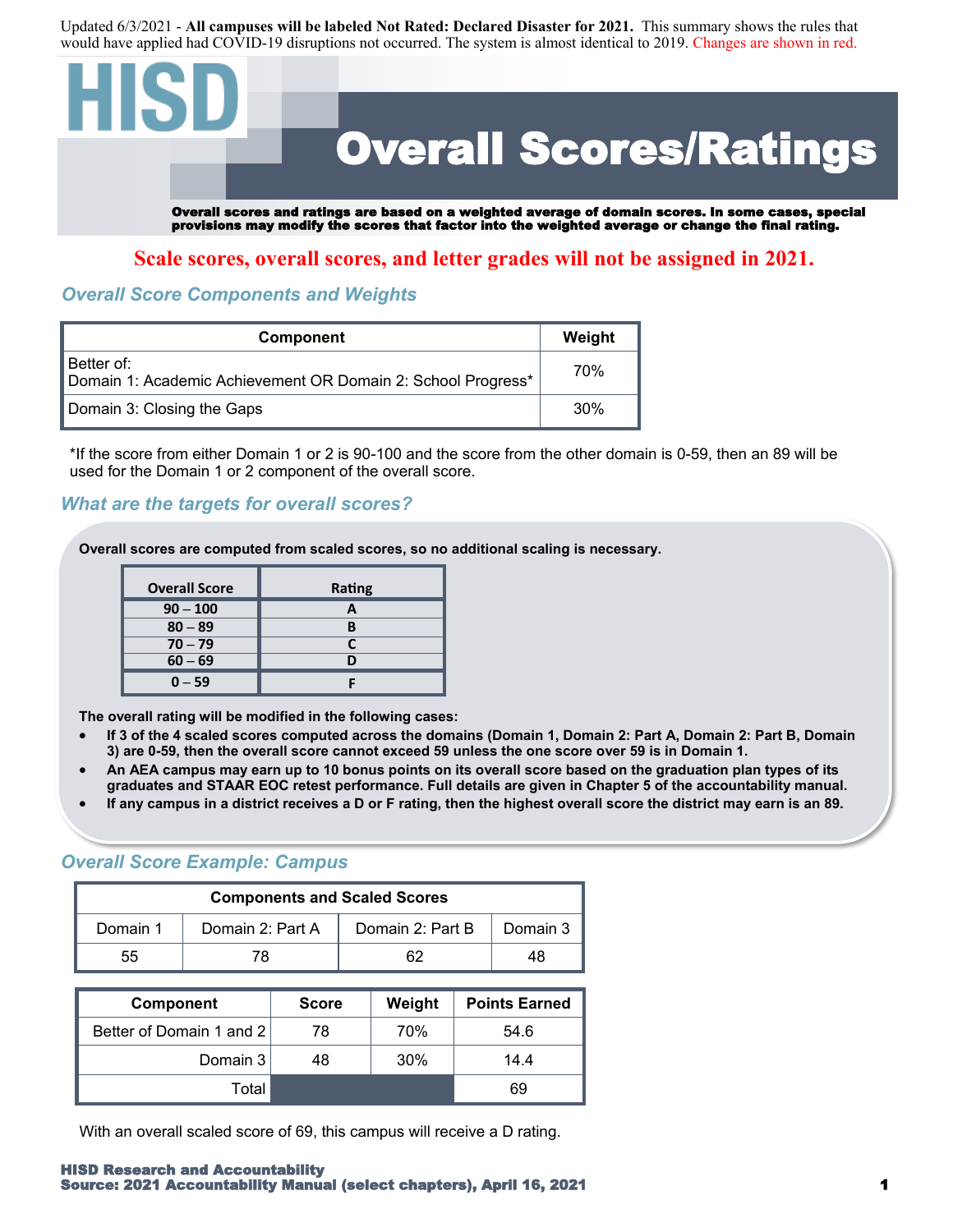Updated 6/3/2021 - **All campuses will be labeled Not Rated: Declared Disaster for 2021.** This summary shows the rules that would have applied had COVID-19 disruptions not occurred. The system is almost identical to 2019. Changes are shown in red.

# HISD Overall Scores/Ratings

**Overall scores and ratings are based on a weighted average of domain scores. In some cases, special provisions may modify the scores that factor into the weighted average or change the final rating.**

**Scale scores, overall scores, and letter grades will not be assigned in 2021.**

## *Overall Score Components and Weights*

| Component | Weight |
|---|---|
| Better of:<br>Domain 1: Academic Achievement OR Domain 2: School Progress* | 70% |
| Domain 3: Closing the Gaps | 30% |

*If the score from either Domain 1 or 2 is 90-100 and the score from the other domain is 0-59, then an 89 will be used for the Domain 1 or 2 component of the overall score.

## *What are the targets for overall scores?*

**Overall scores are computed from scaled scores, so no additional scaling is necessary.**

| Overall Score | Rating |
|---|---|
| 90 – 100 | A |
| 80 – 89 | B |
| 70 – 79 | C |
| 60 – 69 | D |
| 0 – 59 | F |

**The overall rating will be modified in the following cases:**

- **If 3 of the 4 scaled scores computed across the domains (Domain 1, Domain 2: Part A, Domain 2: Part B, Domain 3) are 0-59, then the overall score cannot exceed 59 unless the one score over 59 is in Domain 1.**
- **An AEA campus may earn up to 10 bonus points on its overall score based on the graduation plan types of its graduates and STAAR EOC retest performance. Full details are given in Chapter 5 of the accountability manual.**
- **If any campus in a district receives a D or F rating, then the highest overall score the district may earn is an 89.**

## *Overall Score Example: Campus*

| Components and Scaled Scores | | | |
|---|---|---|---|
| Domain 1 | Domain 2: Part A | Domain 2: Part B | Domain 3 |
| 55 | 78 | 62 | 48 |

| Component | Score | Weight | Points Earned |
|---|---|---|---|
| Better of Domain 1 and 2 | 78 | 70% | 54.6 |
| Domain 3 | 48 | 30% | 14.4 |
| Total | | | 69 |

With an overall scaled score of 69, this campus will receive a D rating.

**HISD Research and Accountability**
**Source: 2021 Accountability Manual (select chapters), April 16, 2021**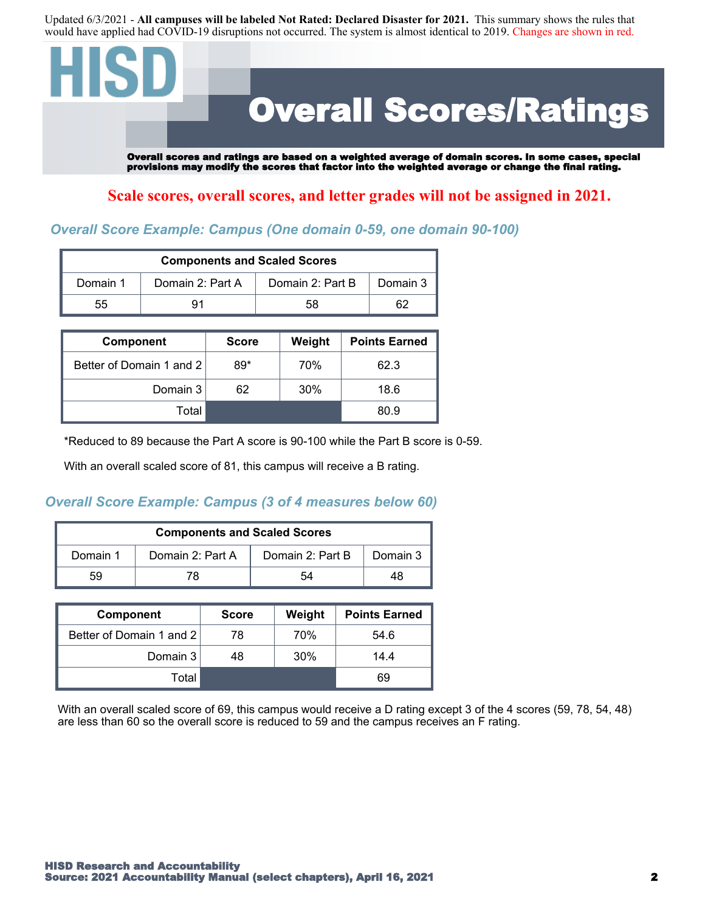Updated 6/3/2021 - **All campuses will be labeled Not Rated: Declared Disaster for 2021.** This summary shows the rules that would have applied had COVID-19 disruptions not occurred. The system is almost identical to 2019. Changes are shown in red.

# HISD Overall Scores/Ratings

**Overall scores and ratings are based on a weighted average of domain scores. In some cases, special provisions may modify the scores that factor into the weighted average or change the final rating.**

**Scale scores, overall scores, and letter grades will not be assigned in 2021.**

### *Overall Score Example: Campus (One domain 0-59, one domain 90-100)*

| Components and Scaled Scores | | | |
|---|---|---|---|
| Domain 1 | Domain 2: Part A | Domain 2: Part B | Domain 3 |
| 55 | 91 | 58 | 62 |

| Component | Score | Weight | Points Earned |
|---|---|---|---|
| Better of Domain 1 and 2 | 89* | 70% | 62.3 |
| Domain 3 | 62 | 30% | 18.6 |
| Total | | | 80.9 |

*Reduced to 89 because the Part A score is 90-100 while the Part B score is 0-59.

With an overall scaled score of 81, this campus will receive a B rating.

### *Overall Score Example: Campus (3 of 4 measures below 60)*

| Components and Scaled Scores | | | |
|---|---|---|---|
| Domain 1 | Domain 2: Part A | Domain 2: Part B | Domain 3 |
| 59 | 78 | 54 | 48 |

| Component | Score | Weight | Points Earned |
|---|---|---|---|
| Better of Domain 1 and 2 | 78 | 70% | 54.6 |
| Domain 3 | 48 | 30% | 14.4 |
| Total | | | 69 |

With an overall scaled score of 69, this campus would receive a D rating except 3 of the 4 scores (59, 78, 54, 48) are less than 60 so the overall score is reduced to 59 and the campus receives an F rating.

**HISD Research and Accountability**
**Source: 2021 Accountability Manual (select chapters), April 16, 2021**